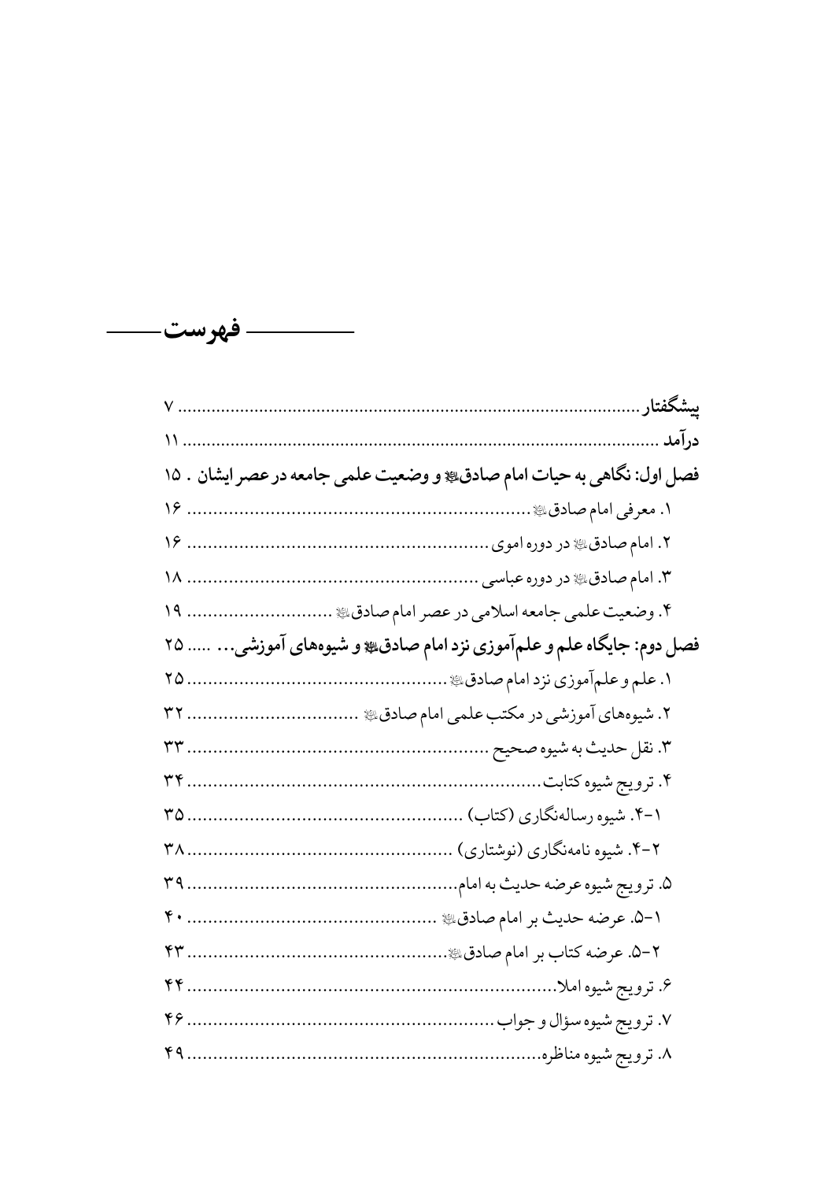# فهرست

**پیشگفتار** ........................................................................................ ۷

**درآمد** .............................................................................................. ۱۱

**فصل اول: نگاهی به حیات امام صادقؑ و وضعیت علمی جامعه در عصر ایشان** . ۱۵

۱. معرفی امام صادقؑ ........................................................................ ۱۶

۲. امام صادقؑ در دوره اموی ............................................................. ۱۶

۳. امام صادقؑ در دوره عباسی ........................................................... ۱۸

۴. وضعیت علمی جامعه اسلامی در عصر امام صادقؑ ........................... ۱۹

**فصل دوم: جایگاه علم و علم‌آموزی نزد امام صادقؑ و شیوه‌های آموزشی**... ..... ۲۵

۱. علم و علم‌آموزی نزد امام صادقؑ ..................................................... ۲۵

۲. شیوه‌های آموزشی در مکتب علمی امام صادقؑ ................................ ۳۲

۳. نقل حدیث به شیوه صحیح .............................................................. ۳۳

۴. ترویج شیوه کتابت .......................................................................... ۳۴

۱-۴. شیوه رساله‌نگاری (کتاب) .......................................................... ۳۵

۲-۴. شیوه نامه‌نگاری (نوشتاری) ......................................................... ۳۸

۵. ترویج شیوه عرضه حدیث به امام ..................................................... ۳۹

۱-۵. عرضه حدیث بر امام صادقؑ ........................................................ ۴۰

۲-۵. عرضه کتاب بر امام صادقؑ ......................................................... ۴۳

۶. ترویج شیوه املا ............................................................................. ۴۴

۷. ترویج شیوه سؤال و جواب .............................................................. ۴۶

۸. ترویج شیوه مناظره ........................................................................ ۴۹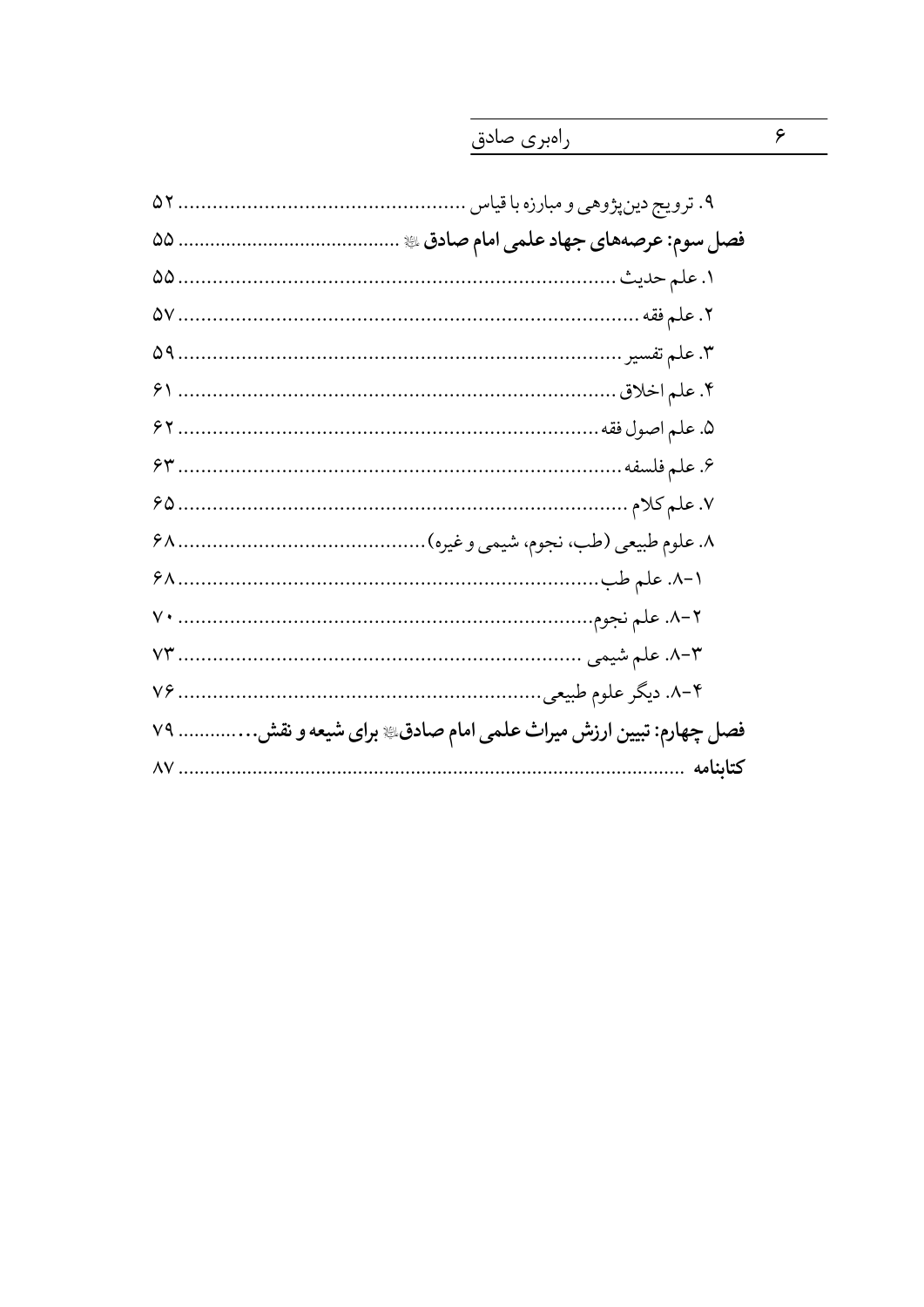۹. ترویج دین‌پژوهی و مبارزه با قیاس ................................................ ۵۲

**فصل سوم: عرصه‌های جهاد علمی امام صادق ؏ ......................................... ۵۵**

۱. علم حدیث ........................................................................... ۵۵

۲. علم فقه ............................................................................... ۵۷

۳. علم تفسیر ........................................................................... ۵۹

۴. علم اخلاق ........................................................................... ۶۱

۵. علم اصول فقه ....................................................................... ۶۲

۶. علم فلسفه ........................................................................... ۶۳

۷. علم کلام ............................................................................. ۶۵

۸. علوم طبیعی (طب، نجوم، شیمی و غیره) .......................................... ۶۸

۱-۸. علم طب ........................................................................... ۶۸

۲-۸. علم نجوم .......................................................................... ۷۰

۳-۸. علم شیمی ......................................................................... ۷۳

۴-۸. دیگر علوم طبیعی ................................................................. ۷۶

**فصل چهارم: تبیین ارزش میراث علمی امام صادق؏ برای شیعه و نقش............ ۷۹**

**کتابنامه ................................................................................ ۸۷**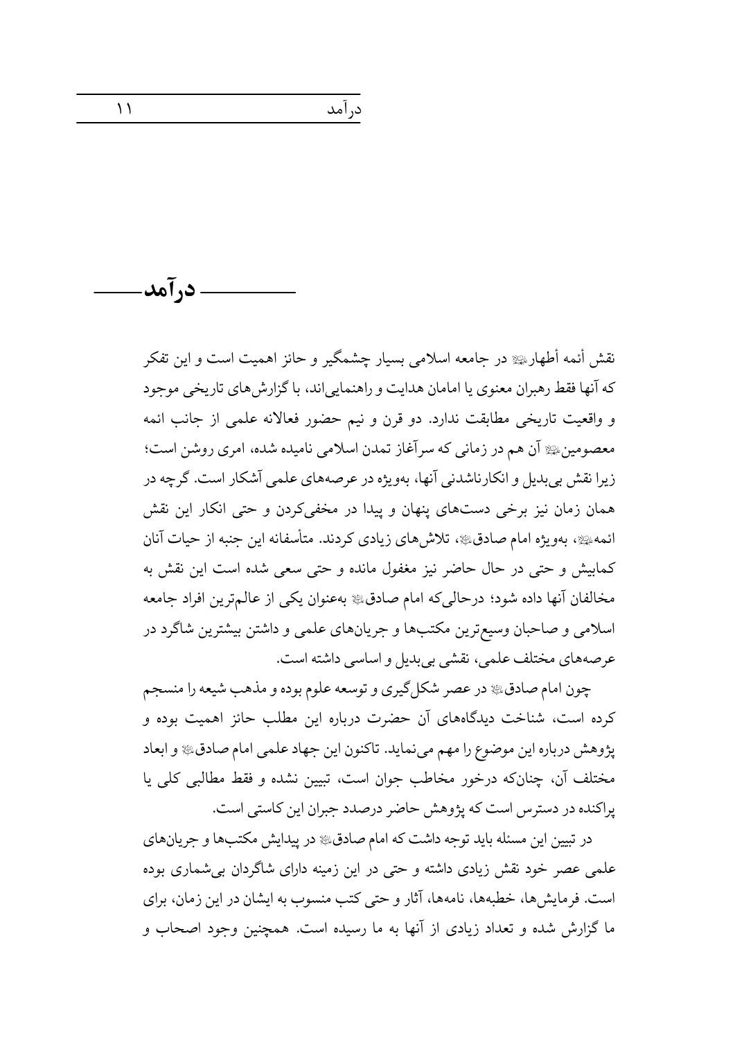# درآمد

نقش أئمه أطهار﴿ع﴾ در جامعه اسلامی بسیار چشمگیر و حائز اهمیت است و این تفکر که آنها فقط رهبران معنوی یا امامان هدایت و راهنمایی‌اند، با گزارش‌های تاریخی موجود و واقعیت تاریخی مطابقت ندارد. دو قرن و نیم حضور فعالانه علمی از جانب ائمه معصومین﴿ع﴾ آن هم در زمانی که سرآغاز تمدن اسلامی نامیده شده، امری روشن است؛ زیرا نقش بی‌بدیل و انکارناشدنی آنها، به‌ویژه در عرصه‌های علمی آشکار است. گرچه در همان زمان نیز برخی دست‌های پنهان و پیدا در مخفی‌کردن و حتی انکار این نقش ائمه﴿ع﴾، به‌ویژه امام صادق﴿ع﴾، تلاش‌های زیادی کردند. متأسفانه این جنبه از حیات آنان کمابیش و حتی در حال حاضر نیز مغفول مانده و حتی سعی شده است این نقش به مخالفان آنها داده شود؛ درحالی‌که امام صادق﴿ع﴾ به‌عنوان یکی از عالم‌ترین افراد جامعه اسلامی و صاحبان وسیع‌ترین مکتب‌ها و جریان‌های علمی و داشتن بیشترین شاگرد در عرصه‌های مختلف علمی، نقشی بی‌بدیل و اساسی داشته است.

چون امام صادق﴿ع﴾ در عصر شکل‌گیری و توسعه علوم بوده و مذهب شیعه را منسجم کرده است، شناخت دیدگاه‌های آن حضرت درباره این مطلب حائز اهمیت بوده و پژوهش درباره این موضوع را مهم می‌نماید. تاکنون این جهاد علمی امام صادق﴿ع﴾ و ابعاد مختلف آن، چنان‌که درخور مخاطب جوان است، تبیین نشده و فقط مطالبی کلی یا پراکنده در دسترس است که پژوهش حاضر درصدد جبران این کاستی است.

در تبیین این مسئله باید توجه داشت که امام صادق﴿ع﴾ در پیدایش مکتب‌ها و جریان‌های علمی عصر خود نقش زیادی داشته و حتی در این زمینه دارای شاگردان بی‌شماری بوده است. فرمایش‌ها، خطبه‌ها، نامه‌ها، آثار و حتی کتب منسوب به ایشان در این زمان، برای ما گزارش شده و تعداد زیادی از آنها به ما رسیده است. همچنین وجود اصحاب و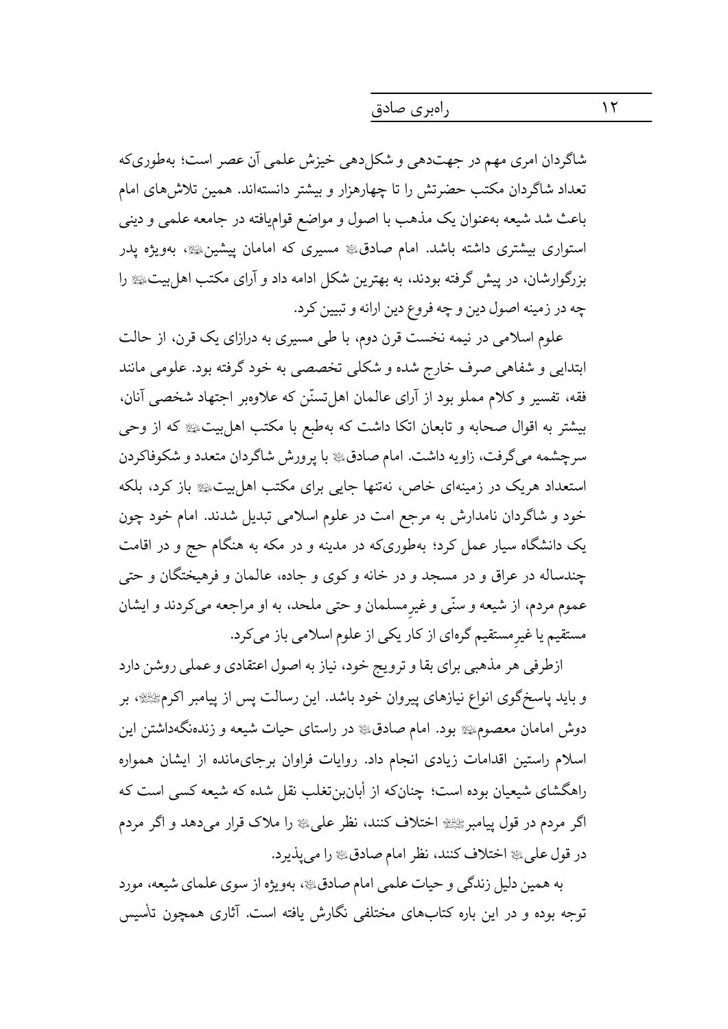شاگردان امری مهم در جهت‌دهی و شکل‌دهی خیزش علمی آن عصر است؛ به‌طوری‌که تعداد شاگردان مکتب حضرتش را تا چهارهزار و بیشتر دانسته‌اند. همین تلاش‌های امام باعث شد شیعه به‌عنوان یک مذهب با اصول و مواضع قوام‌یافته در جامعه علمی و دینی استواری بیشتری داشته باشد. امام صادق‌ع مسیری که امامان پیشین‌ع، به‌ویژه پدر بزرگوارشان، در پیش گرفته بودند، به بهترین شکل ادامه داد و آرای مکتب اهل‌بیت‌ع را چه در زمینه اصول دین و چه فروع دین ارائه و تبیین کرد.

علوم اسلامی در نیمه نخست قرن دوم، با طی مسیری به درازای یک قرن، از حالت ابتدایی و شفاهی صرف خارج شده و شکلی تخصصی به خود گرفته بود. علومی مانند فقه، تفسیر و کلام مملو بود از آرای عالمان اهل‌تسنّن که علاوه‌بر اجتهاد شخصی آنان، بیشتر به اقوال صحابه و تابعان اتکا داشت که به‌طبع با مکتب اهل‌بیت‌ع که از وحی سرچشمه می‌گرفت، زاویه داشت. امام صادق‌ع با پرورش شاگردان متعدد و شکوفاکردن استعداد هریک در زمینه‌ای خاص، نه‌تنها جایی برای مکتب اهل‌بیت‌ع باز کرد، بلکه خود و شاگردان نامدارش به مرجع امت در علوم اسلامی تبدیل شدند. امام خود چون یک دانشگاه سیار عمل کرد؛ به‌طوری‌که در مدینه و در مکه به هنگام حج و در اقامت چندساله در عراق و در مسجد و در خانه و کوی و جاده، عالمان و فرهیختگان و حتی عموم مردم، از شیعه و سنّی و غیرِمسلمان و حتی ملحد، به او مراجعه می‌کردند و ایشان مستقیم یا غیرِمستقیم گره‌ای از کار یکی از علوم اسلامی باز می‌کرد.

ازطرفی هر مذهبی برای بقا و ترویج خود، نیاز به اصول اعتقادی و عملی روشن دارد و باید پاسخ‌گوی انواع نیازهای پیروان خود باشد. این رسالت پس از پیامبر اکرم‌ص، بر دوش امامان معصوم‌ع بود. امام صادق‌ع در راستای حیات شیعه و زنده‌نگه‌داشتن این اسلام راستین اقدامات زیادی انجام داد. روایات فراوان برجای‌مانده از ایشان همواره راهگشای شیعیان بوده است؛ چنان‌که از أبان‌بن‌تغلب نقل شده که شیعه کسی است که اگر مردم در قول پیامبر‌ص اختلاف کنند، نظر علی‌ع را ملاک قرار می‌دهد و اگر مردم در قول علی‌ع اختلاف کنند، نظر امام صادق‌ع را می‌پذیرد.

به همین دلیل زندگی و حیات علمی امام صادق‌ع، به‌ویژه از سوی علمای شیعه، مورد توجه بوده و در این باره کتاب‌های مختلفی نگارش یافته است. آثاری همچون تأسیس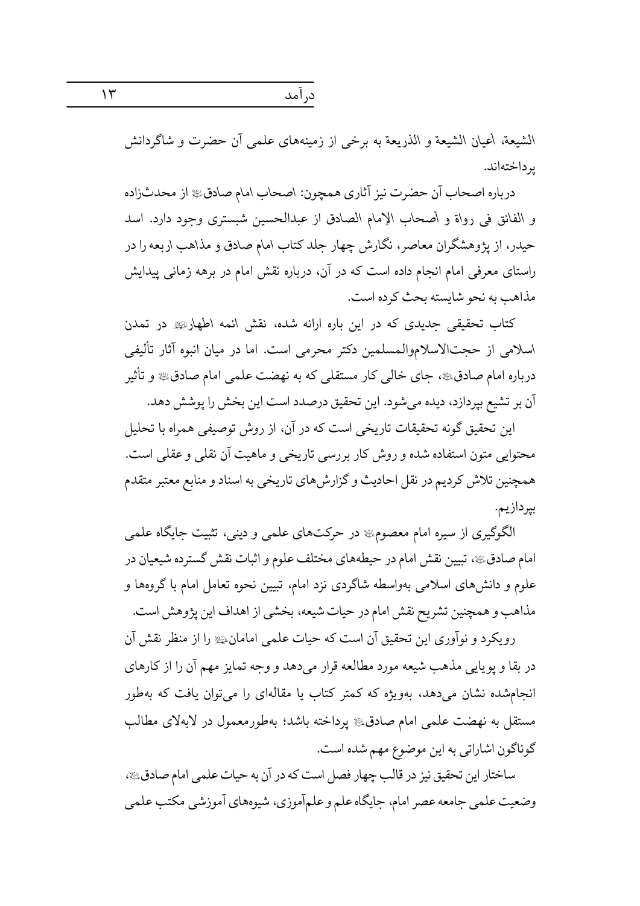الشیعة، أعیان الشیعة و الذریعة به برخی از زمینه‌های علمی آن حضرت و شاگردانش پرداخته‌اند.

درباره اصحاب آن حضرت نیز آثاری همچون: اصحاب امام صادق‌ؑ از محدث‌زاده و الفائق فی رواة و أصحاب الإمام الصادق از عبدالحسین شبستری وجود دارد. اسد حیدر، از پژوهشگران معاصر، نگارش چهار جلد کتاب امام صادق و مذاهب اربعه را در راستای معرفی امام انجام داده است که در آن، درباره نقش امام در برهه زمانی پیدایش مذاهب به نحو شایسته بحث کرده است.

کتاب تحقیقی جدیدی که در این باره ارائه شده، نقش ائمه اطهارؑ در تمدن اسلامی از حجت‌الاسلام‌والمسلمین دکتر محرمی است. اما در میان انبوه آثار تألیفی درباره امام صادق‌ؑ، جای خالی کار مستقلی که به نهضت علمی امام صادق‌ؑ و تأثیر آن بر تشیع بپردازد، دیده می‌شود. این تحقیق درصدد است این بخش را پوشش دهد.

این تحقیق گونه تحقیقات تاریخی است که در آن، از روش توصیفی همراه با تحلیل محتوایی متون استفاده شده و روش کار بررسی تاریخی و ماهیت آن نقلی و عقلی است. همچنین تلاش کردیم در نقل احادیث و گزارش‌های تاریخی به اسناد و منابع معتبر متقدم بپردازیم.

الگوگیری از سیره امام معصومؑ در حرکت‌های علمی و دینی، تثبیت جایگاه علمی امام صادق‌ؑ، تبیین نقش امام در حیطه‌های مختلف علوم و اثبات نقش گسترده شیعیان در علوم و دانش‌های اسلامی به‌واسطه شاگردی نزد امام، تبیین نحوه تعامل امام با گروه‌ها و مذاهب و همچنین تشریح نقش امام در حیات شیعه، بخشی از اهداف این پژوهش است.

رویکرد و نوآوری این تحقیق آن است که حیات علمی امامانؑ را از منظر نقش آن در بقا و پویایی مذهب شیعه مورد مطالعه قرار می‌دهد و وجه تمایز مهم آن را از کارهای انجام‌شده نشان می‌دهد، به‌ویژه که کمتر کتاب یا مقاله‌ای را می‌توان یافت که به‌طور مستقل به نهضت علمی امام صادق‌ؑ پرداخته باشد؛ به‌طورمعمول در لابه‌لای مطالب گوناگون اشاراتی به این موضوع مهم شده است.

ساختار این تحقیق نیز در قالب چهار فصل است که در آن به حیات علمی امام صادق‌ؑ، وضعیت علمی جامعه عصر امام، جایگاه علم و علم‌آموزی، شیوه‌های آموزشی مکتب علمی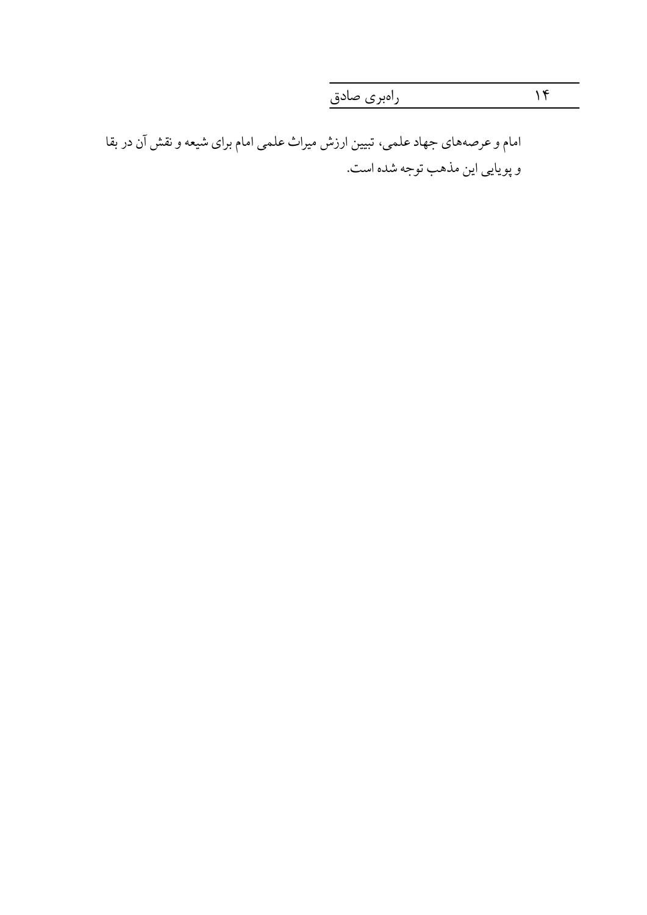امام و عرصه‌های جهاد علمی، تبیین ارزش میراث علمی امام برای شیعه و نقش آن در بقا و پویایی این مذهب توجه شده است.